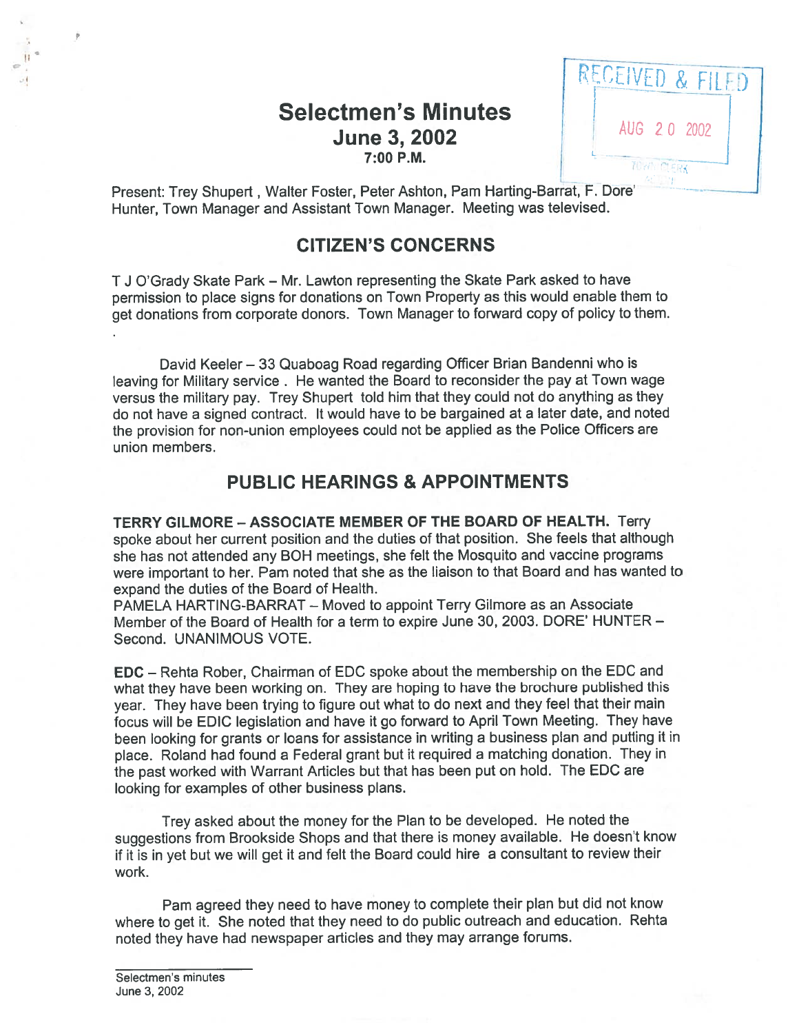# Selectmen's Minutes
## June 3, 2002
### 7:00 P.M.

RECEIVED & FILED
AUG 20 2002
TOWN CLERK

Present: Trey Shupert , Walter Foster, Peter Ashton, Pam Harting-Barrat, F. Dore' Hunter, Town Manager and Assistant Town Manager. Meeting was televised.

## CITIZEN'S CONCERNS

T J O'Grady Skate Park – Mr. Lawton representing the Skate Park asked to have permission to place signs for donations on Town Property as this would enable them to get donations from corporate donors. Town Manager to forward copy of policy to them.

David Keeler – 33 Quaboag Road regarding Officer Brian Bandenni who is leaving for Military service . He wanted the Board to reconsider the pay at Town wage versus the military pay. Trey Shupert told him that they could not do anything as they do not have a signed contract. It would have to be bargained at a later date, and noted the provision for non-union employees could not be applied as the Police Officers are union members.

## PUBLIC HEARINGS & APPOINTMENTS

**TERRY GILMORE – ASSOCIATE MEMBER OF THE BOARD OF HEALTH.** Terry spoke about her current position and the duties of that position. She feels that although she has not attended any BOH meetings, she felt the Mosquito and vaccine programs were important to her. Pam noted that she as the liaison to that Board and has wanted to expand the duties of the Board of Health.
PAMELA HARTING-BARRAT – Moved to appoint Terry Gilmore as an Associate Member of the Board of Health for a term to expire June 30, 2003. DORE' HUNTER – Second. UNANIMOUS VOTE.

**EDC** – Rehta Rober, Chairman of EDC spoke about the membership on the EDC and what they have been working on. They are hoping to have the brochure published this year. They have been trying to figure out what to do next and they feel that their main focus will be EDIC legislation and have it go forward to April Town Meeting. They have been looking for grants or loans for assistance in writing a business plan and putting it in place. Roland had found a Federal grant but it required a matching donation. They in the past worked with Warrant Articles but that has been put on hold. The EDC are looking for examples of other business plans.

Trey asked about the money for the Plan to be developed. He noted the suggestions from Brookside Shops and that there is money available. He doesn't know if it is in yet but we will get it and felt the Board could hire a consultant to review their work.

Pam agreed they need to have money to complete their plan but did not know where to get it. She noted that they need to do public outreach and education. Rehta noted they have had newspaper articles and they may arrange forums.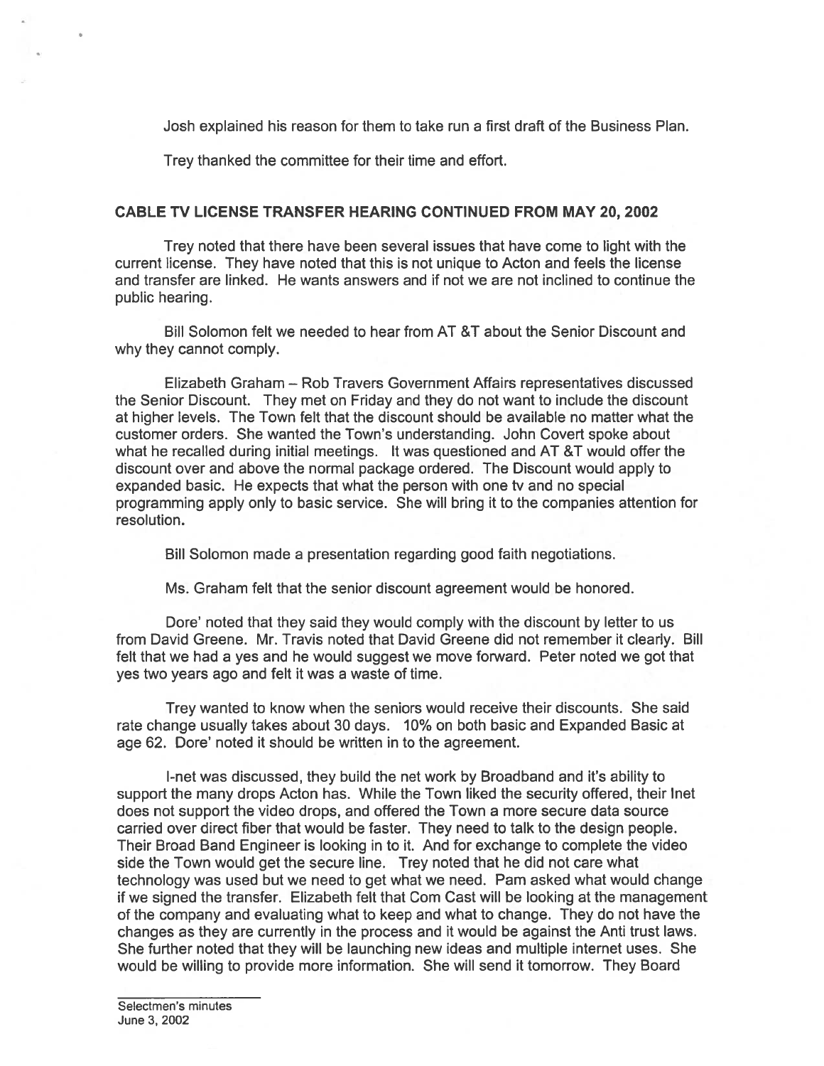Josh explained his reason for them to take run a first draft of the Business Plan.

Trey thanked the committee for their time and effort.

## CABLE TV LICENSE TRANSFER HEARING CONTINUED FROM MAY 20, 2002

Trey noted that there have been several issues that have come to light with the current license. They have noted that this is not unique to Acton and feels the license and transfer are linked. He wants answers and if not we are not inclined to continue the public hearing.

Bill Solomon felt we needed to hear from AT &T about the Senior Discount and why they cannot comply.

Elizabeth Graham – Rob Travers Government Affairs representatives discussed the Senior Discount. They met on Friday and they do not want to include the discount at higher levels. The Town felt that the discount should be available no matter what the customer orders. She wanted the Town's understanding. John Covert spoke about what he recalled during initial meetings. It was questioned and AT &T would offer the discount over and above the normal package ordered. The Discount would apply to expanded basic. He expects that what the person with one tv and no special programming apply only to basic service. She will bring it to the companies attention for resolution.

Bill Solomon made a presentation regarding good faith negotiations.

Ms. Graham felt that the senior discount agreement would be honored.

Dore' noted that they said they would comply with the discount by letter to us from David Greene. Mr. Travis noted that David Greene did not remember it clearly. Bill felt that we had a yes and he would suggest we move forward. Peter noted we got that yes two years ago and felt it was a waste of time.

Trey wanted to know when the seniors would receive their discounts. She said rate change usually takes about 30 days. 10% on both basic and Expanded Basic at age 62. Dore' noted it should be written in to the agreement.

I-net was discussed, they build the net work by Broadband and it's ability to support the many drops Acton has. While the Town liked the security offered, their Inet does not support the video drops, and offered the Town a more secure data source carried over direct fiber that would be faster. They need to talk to the design people. Their Broad Band Engineer is looking in to it. And for exchange to complete the video side the Town would get the secure line. Trey noted that he did not care what technology was used but we need to get what we need. Pam asked what would change if we signed the transfer. Elizabeth felt that Com Cast will be looking at the management of the company and evaluating what to keep and what to change. They do not have the changes as they are currently in the process and it would be against the Anti trust laws. She further noted that they will be launching new ideas and multiple internet uses. She would be willing to provide more information. She will send it tomorrow. They Board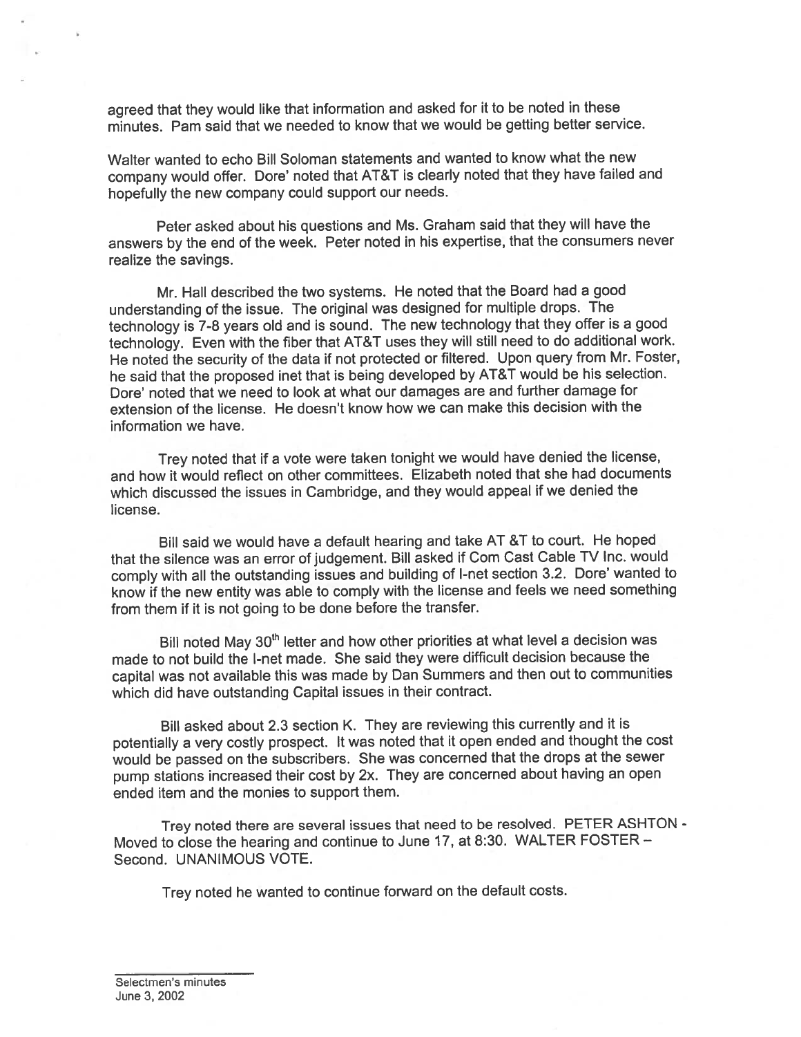agreed that they would like that information and asked for it to be noted in these minutes. Pam said that we needed to know that we would be getting better service.

Walter wanted to echo Bill Soloman statements and wanted to know what the new company would offer. Dore' noted that AT&T is clearly noted that they have failed and hopefully the new company could support our needs.

Peter asked about his questions and Ms. Graham said that they will have the answers by the end of the week. Peter noted in his expertise, that the consumers never realize the savings.

Mr. Hall described the two systems. He noted that the Board had a good understanding of the issue. The original was designed for multiple drops. The technology is 7-8 years old and is sound. The new technology that they offer is a good technology. Even with the fiber that AT&T uses they will still need to do additional work. He noted the security of the data if not protected or filtered. Upon query from Mr. Foster, he said that the proposed inet that is being developed by AT&T would be his selection. Dore' noted that we need to look at what our damages are and further damage for extension of the license. He doesn't know how we can make this decision with the information we have.

Trey noted that if a vote were taken tonight we would have denied the license, and how it would reflect on other committees. Elizabeth noted that she had documents which discussed the issues in Cambridge, and they would appeal if we denied the license.

Bill said we would have a default hearing and take AT &T to court. He hoped that the silence was an error of judgement. Bill asked if Com Cast Cable TV Inc. would comply with all the outstanding issues and building of I-net section 3.2. Dore' wanted to know if the new entity was able to comply with the license and feels we need something from them if it is not going to be done before the transfer.

Bill noted May 30th letter and how other priorities at what level a decision was made to not build the I-net made. She said they were difficult decision because the capital was not available this was made by Dan Summers and then out to communities which did have outstanding Capital issues in their contract.

Bill asked about 2.3 section K. They are reviewing this currently and it is potentially a very costly prospect. It was noted that it open ended and thought the cost would be passed on the subscribers. She was concerned that the drops at the sewer pump stations increased their cost by 2x. They are concerned about having an open ended item and the monies to support them.

Trey noted there are several issues that need to be resolved. PETER ASHTON - Moved to close the hearing and continue to June 17, at 8:30. WALTER FOSTER – Second. UNANIMOUS VOTE.

Trey noted he wanted to continue forward on the default costs.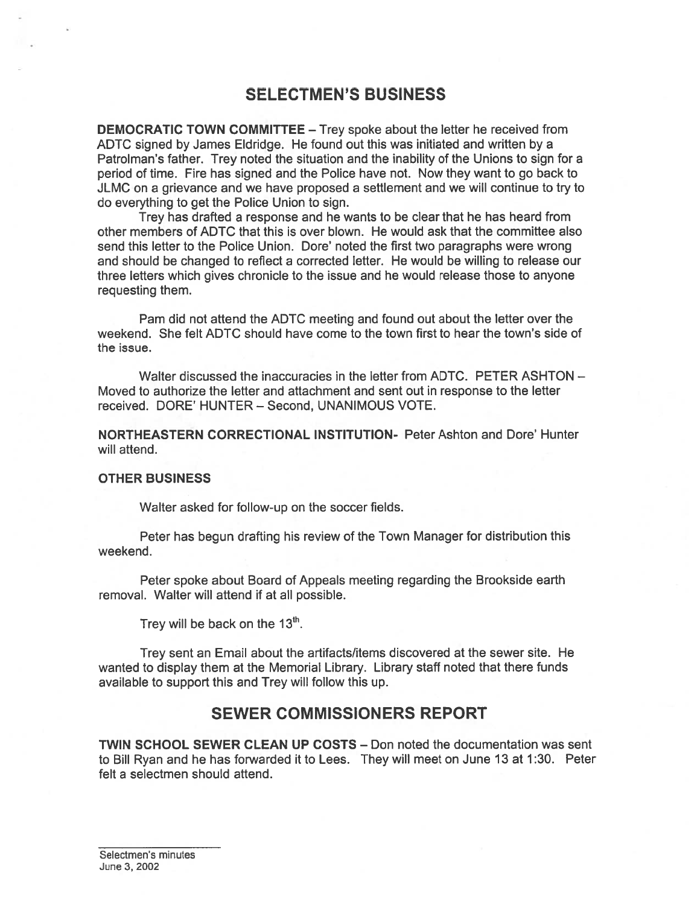## SELECTMEN'S BUSINESS

**DEMOCRATIC TOWN COMMITTEE** – Trey spoke about the letter he received from ADTC signed by James Eldridge. He found out this was initiated and written by a Patrolman's father. Trey noted the situation and the inability of the Unions to sign for a period of time. Fire has signed and the Police have not. Now they want to go back to JLMC on a grievance and we have proposed a settlement and we will continue to try to do everything to get the Police Union to sign.

Trey has drafted a response and he wants to be clear that he has heard from other members of ADTC that this is over blown. He would ask that the committee also send this letter to the Police Union. Dore' noted the first two paragraphs were wrong and should be changed to reflect a corrected letter. He would be willing to release our three letters which gives chronicle to the issue and he would release those to anyone requesting them.

Pam did not attend the ADTC meeting and found out about the letter over the weekend. She felt ADTC should have come to the town first to hear the town's side of the issue.

Walter discussed the inaccuracies in the letter from ADTC. PETER ASHTON – Moved to authorize the letter and attachment and sent out in response to the letter received. DORE' HUNTER – Second, UNANIMOUS VOTE.

**NORTHEASTERN CORRECTIONAL INSTITUTION-** Peter Ashton and Dore' Hunter will attend.

**OTHER BUSINESS**

Walter asked for follow-up on the soccer fields.

Peter has begun drafting his review of the Town Manager for distribution this weekend.

Peter spoke about Board of Appeals meeting regarding the Brookside earth removal. Walter will attend if at all possible.

Trey will be back on the 13th.

Trey sent an Email about the artifacts/items discovered at the sewer site. He wanted to display them at the Memorial Library. Library staff noted that there funds available to support this and Trey will follow this up.

## SEWER COMMISSIONERS REPORT

**TWIN SCHOOL SEWER CLEAN UP COSTS** – Don noted the documentation was sent to Bill Ryan and he has forwarded it to Lees. They will meet on June 13 at 1:30. Peter felt a selectmen should attend.

Selectmen's minutes
June 3, 2002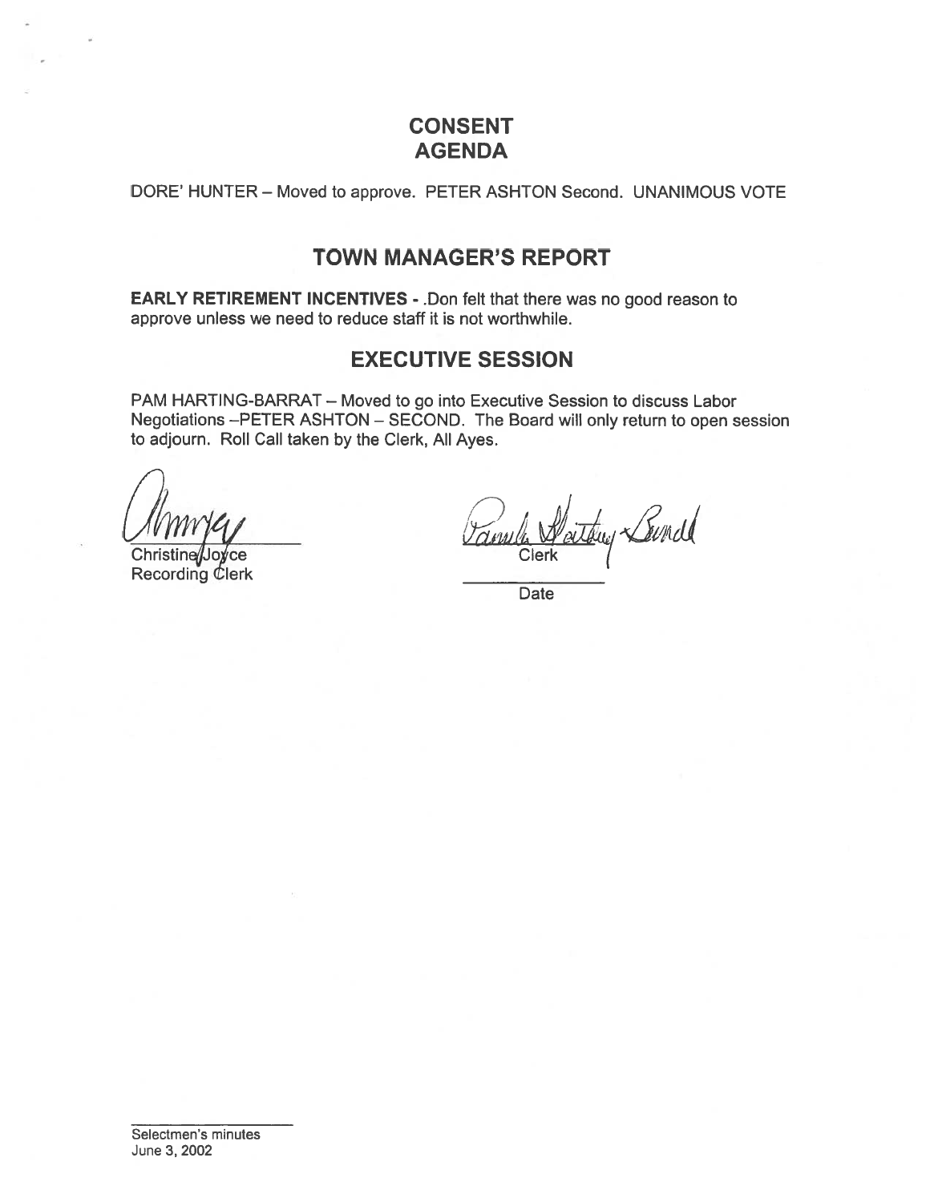## CONSENT AGENDA

DORE' HUNTER – Moved to approve. PETER ASHTON Second. UNANIMOUS VOTE

## TOWN MANAGER'S REPORT

**EARLY RETIREMENT INCENTIVES** - .Don felt that there was no good reason to approve unless we need to reduce staff it is not worthwhile.

## EXECUTIVE SESSION

PAM HARTING-BARRAT – Moved to go into Executive Session to discuss Labor Negotiations –PETER ASHTON – SECOND. The Board will only return to open session to adjourn. Roll Call taken by the Clerk, All Ayes.

Christine Joyce
Recording Clerk

Clerk

Date

Selectmen's minutes
June 3, 2002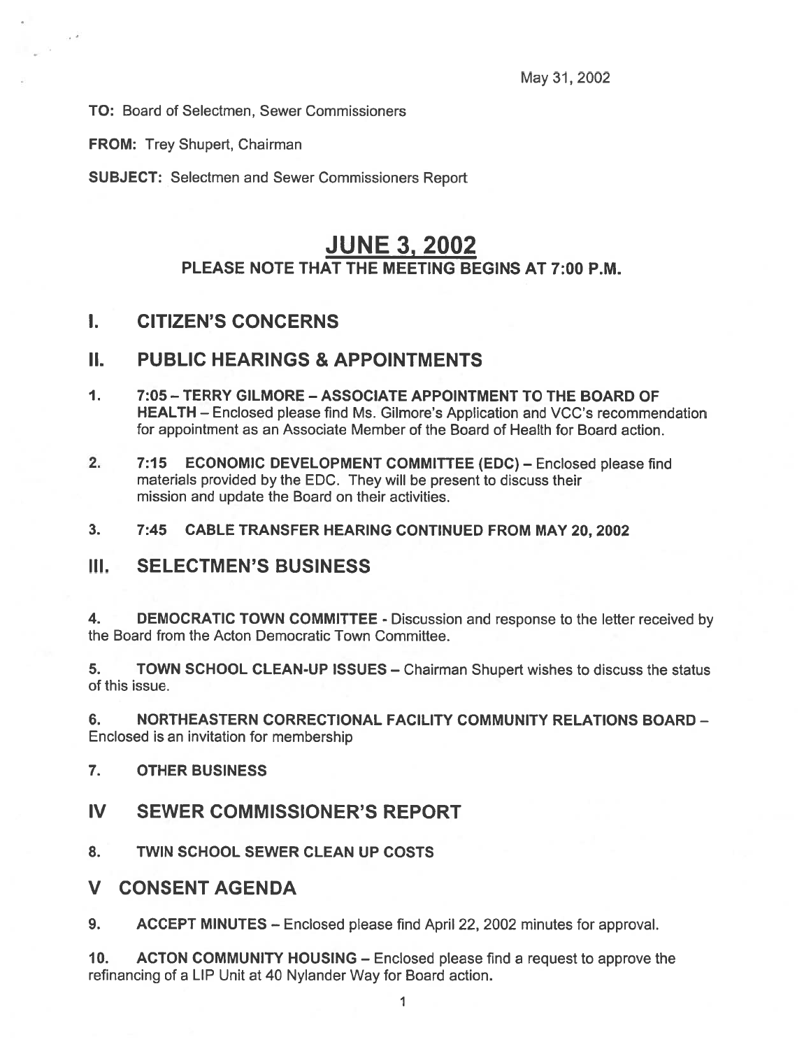May 31, 2002

**TO:** Board of Selectmen, Sewer Commissioners

**FROM:** Trey Shupert, Chairman

**SUBJECT:** Selectmen and Sewer Commissioners Report

# JUNE 3, 2002

### PLEASE NOTE THAT THE MEETING BEGINS AT 7:00 P.M.

## I. CITIZEN'S CONCERNS

## II. PUBLIC HEARINGS & APPOINTMENTS

1. **7:05 – TERRY GILMORE – ASSOCIATE APPOINTMENT TO THE BOARD OF HEALTH** – Enclosed please find Ms. Gilmore's Application and VCC's recommendation for appointment as an Associate Member of the Board of Health for Board action.

2. **7:15 ECONOMIC DEVELOPMENT COMMITTEE (EDC)** – Enclosed please find materials provided by the EDC. They will be present to discuss their mission and update the Board on their activities.

3. **7:45 CABLE TRANSFER HEARING CONTINUED FROM MAY 20, 2002**

## III. SELECTMEN'S BUSINESS

4. **DEMOCRATIC TOWN COMMITTEE** - Discussion and response to the letter received by the Board from the Acton Democratic Town Committee.

5. **TOWN SCHOOL CLEAN-UP ISSUES** – Chairman Shupert wishes to discuss the status of this issue.

6. **NORTHEASTERN CORRECTIONAL FACILITY COMMUNITY RELATIONS BOARD** – Enclosed is an invitation for membership

7. **OTHER BUSINESS**

## IV SEWER COMMISSIONER'S REPORT

8. **TWIN SCHOOL SEWER CLEAN UP COSTS**

## V CONSENT AGENDA

9. **ACCEPT MINUTES** – Enclosed please find April 22, 2002 minutes for approval.

10. **ACTON COMMUNITY HOUSING** – Enclosed please find a request to approve the refinancing of a LIP Unit at 40 Nylander Way for Board action.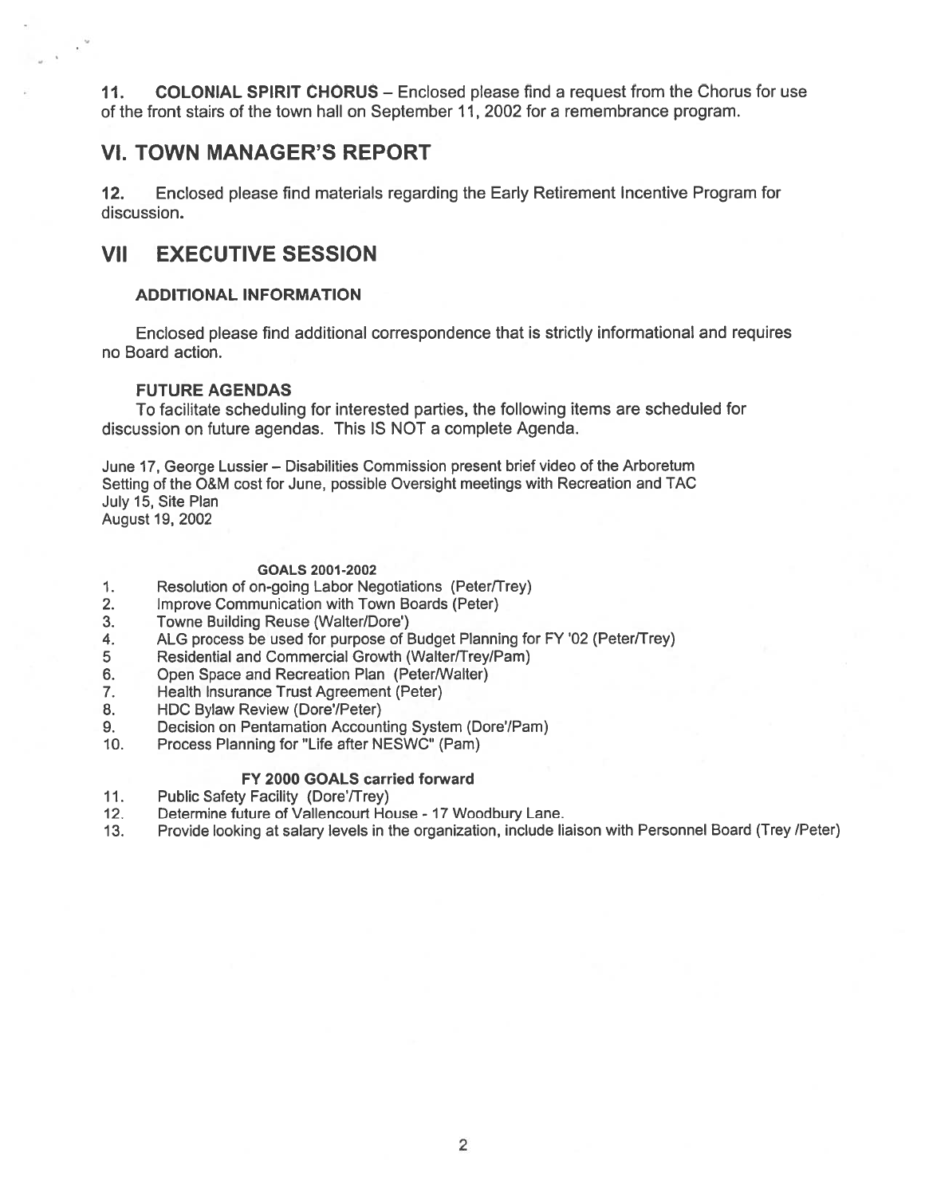**11. COLONIAL SPIRIT CHORUS** – Enclosed please find a request from the Chorus for use of the front stairs of the town hall on September 11, 2002 for a remembrance program.

## VI. TOWN MANAGER'S REPORT

**12.** Enclosed please find materials regarding the Early Retirement Incentive Program for discussion.

## VII EXECUTIVE SESSION

### ADDITIONAL INFORMATION

Enclosed please find additional correspondence that is strictly informational and requires no Board action.

### FUTURE AGENDAS

To facilitate scheduling for interested parties, the following items are scheduled for discussion on future agendas. This IS NOT a complete Agenda.

June 17, George Lussier – Disabilities Commission present brief video of the Arboretum
Setting of the O&M cost for June, possible Oversight meetings with Recreation and TAC
July 15, Site Plan
August 19, 2002

**GOALS 2001-2002**

1. Resolution of on-going Labor Negotiations (Peter/Trey)
2. Improve Communication with Town Boards (Peter)
3. Towne Building Reuse (Walter/Dore')
4. ALG process be used for purpose of Budget Planning for FY '02 (Peter/Trey)
5. Residential and Commercial Growth (Walter/Trey/Pam)
6. Open Space and Recreation Plan (Peter/Walter)
7. Health Insurance Trust Agreement (Peter)
8. HDC Bylaw Review (Dore'/Peter)
9. Decision on Pentamation Accounting System (Dore'/Pam)
10. Process Planning for "Life after NESWC" (Pam)

**FY 2000 GOALS carried forward**

11. Public Safety Facility (Dore'/Trey)
12. Determine future of Vallencourt House - 17 Woodbury Lane.
13. Provide looking at salary levels in the organization, include liaison with Personnel Board (Trey /Peter)